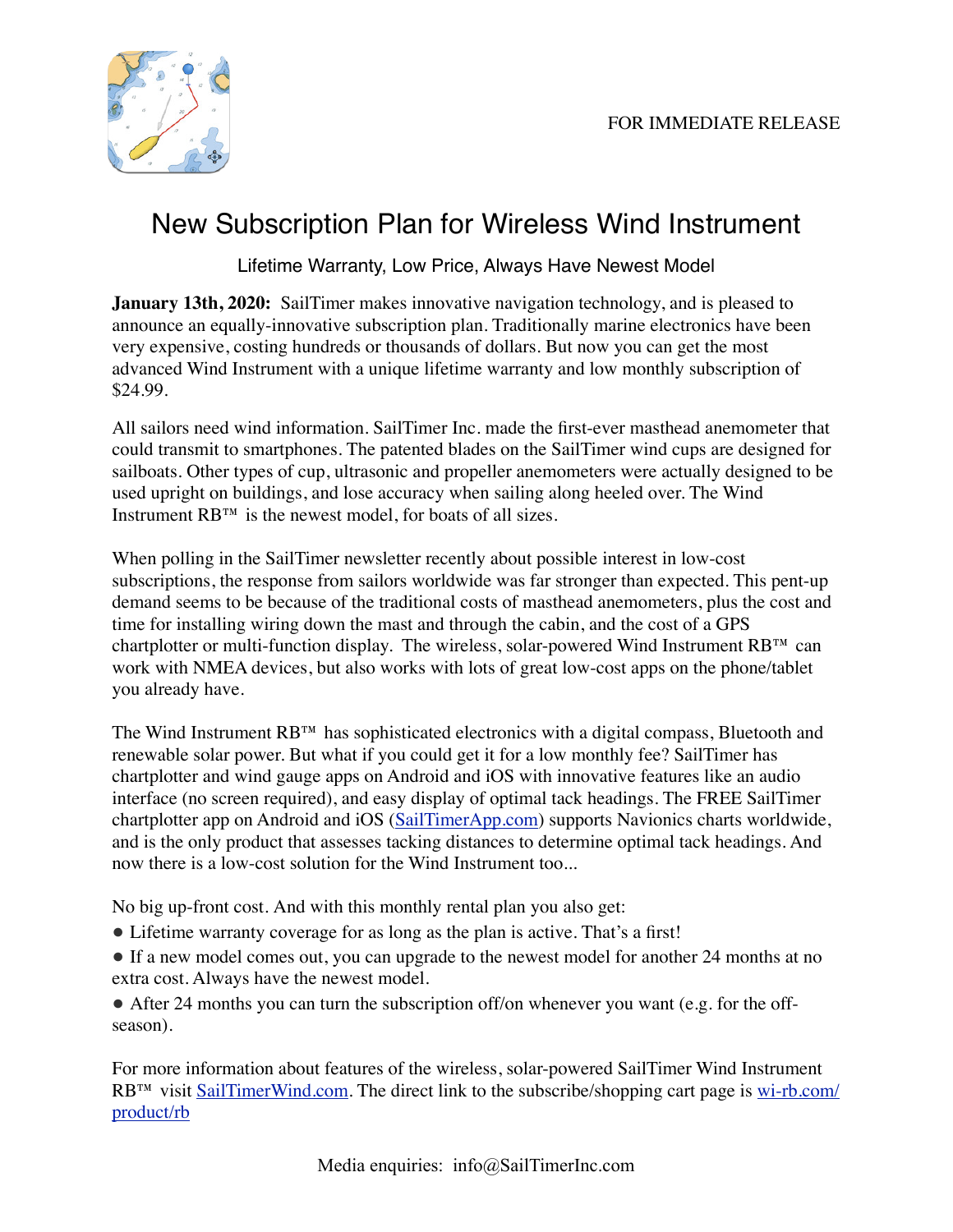FOR IMMEDIATE RELEASE

# New Subscription Plan for Wireless Wind Instrument

Lifetime Warranty, Low Price, Always Have Newest Model

**January 13th, 2020:** SailTimer makes innovative navigation technology, and is pleased to announce an equally-innovative subscription plan. Traditionally marine electronics have been very expensive, costing hundreds or thousands of dollars. But now you can get the most advanced Wind Instrument with a unique lifetime warranty and low monthly subscription of $24.99.

All sailors need wind information. SailTimer Inc. made the first-ever masthead anemometer that could transmit to smartphones. The patented blades on the SailTimer wind cups are designed for sailboats. Other types of cup, ultrasonic and propeller anemometers were actually designed to be used upright on buildings, and lose accuracy when sailing along heeled over. The Wind Instrument RB™ is the newest model, for boats of all sizes.

When polling in the SailTimer newsletter recently about possible interest in low-cost subscriptions, the response from sailors worldwide was far stronger than expected. This pent-up demand seems to be because of the traditional costs of masthead anemometers, plus the cost and time for installing wiring down the mast and through the cabin, and the cost of a GPS chartplotter or multi-function display. The wireless, solar-powered Wind Instrument RB™ can work with NMEA devices, but also works with lots of great low-cost apps on the phone/tablet you already have.

The Wind Instrument RB™ has sophisticated electronics with a digital compass, Bluetooth and renewable solar power. But what if you could get it for a low monthly fee? SailTimer has chartplotter and wind gauge apps on Android and iOS with innovative features like an audio interface (no screen required), and easy display of optimal tack headings. The FREE SailTimer chartplotter app on Android and iOS ([SailTimerApp.com](SailTimerApp.com)) supports Navionics charts worldwide, and is the only product that assesses tacking distances to determine optimal tack headings. And now there is a low-cost solution for the Wind Instrument too...

No big up-front cost. And with this monthly rental plan you also get:

- Lifetime warranty coverage for as long as the plan is active. That's a first!
- If a new model comes out, you can upgrade to the newest model for another 24 months at no extra cost. Always have the newest model.
- After 24 months you can turn the subscription off/on whenever you want (e.g. for the off-season).

For more information about features of the wireless, solar-powered SailTimer Wind Instrument RB™ visit [SailTimerWind.com](SailTimerWind.com). The direct link to the subscribe/shopping cart page is [wi-rb.com/product/rb](wi-rb.com/product/rb)

Media enquiries: info@SailTimerInc.com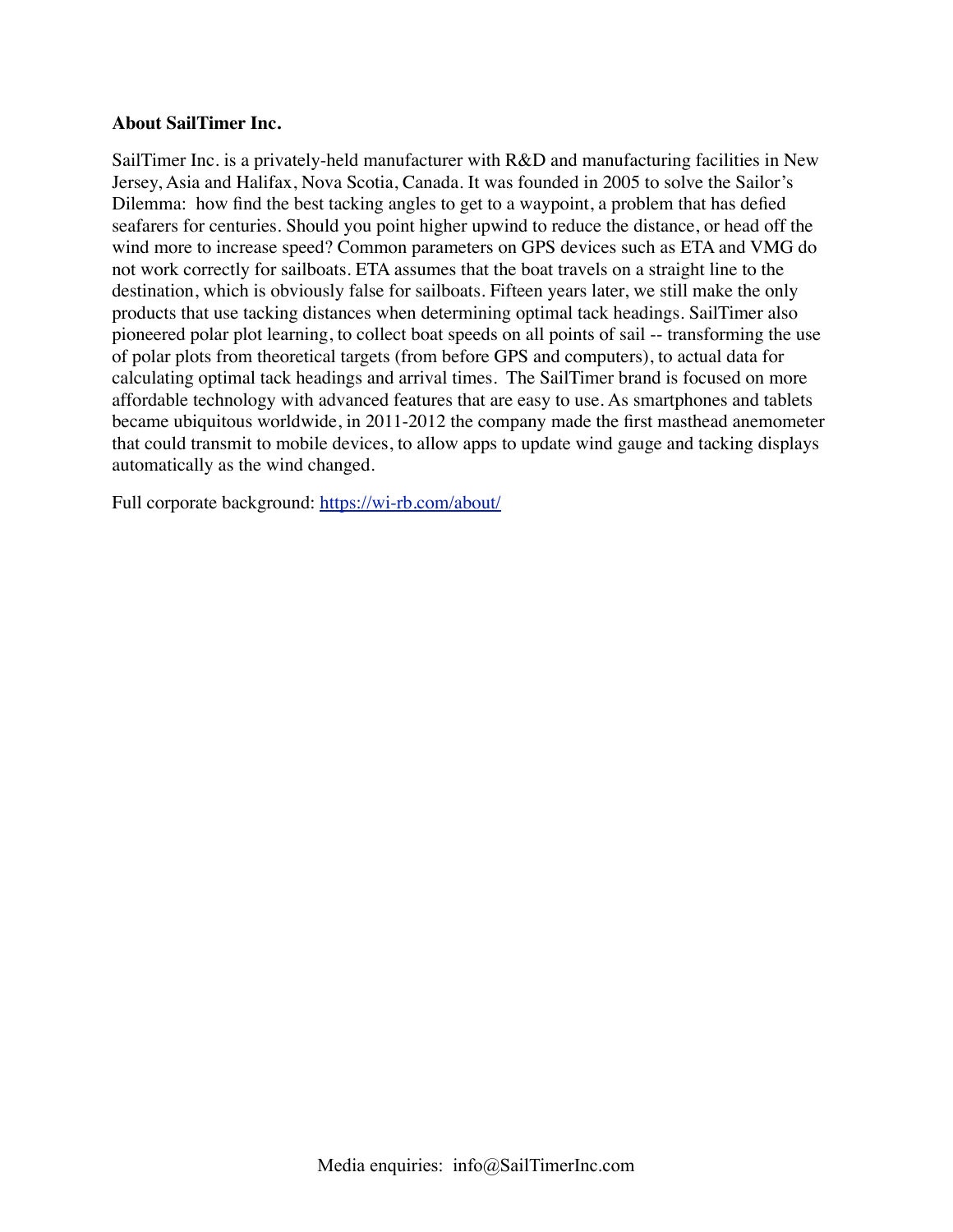**About SailTimer Inc.**

SailTimer Inc. is a privately-held manufacturer with R&D and manufacturing facilities in New Jersey, Asia and Halifax, Nova Scotia, Canada. It was founded in 2005 to solve the Sailor's Dilemma: how find the best tacking angles to get to a waypoint, a problem that has defied seafarers for centuries. Should you point higher upwind to reduce the distance, or head off the wind more to increase speed? Common parameters on GPS devices such as ETA and VMG do not work correctly for sailboats. ETA assumes that the boat travels on a straight line to the destination, which is obviously false for sailboats. Fifteen years later, we still make the only products that use tacking distances when determining optimal tack headings. SailTimer also pioneered polar plot learning, to collect boat speeds on all points of sail -- transforming the use of polar plots from theoretical targets (from before GPS and computers), to actual data for calculating optimal tack headings and arrival times. The SailTimer brand is focused on more affordable technology with advanced features that are easy to use. As smartphones and tablets became ubiquitous worldwide, in 2011-2012 the company made the first masthead anemometer that could transmit to mobile devices, to allow apps to update wind gauge and tacking displays automatically as the wind changed.

Full corporate background: [https://wi-rb.com/about/](https://wi-rb.com/about/)

Media enquiries: info@SailTimerInc.com